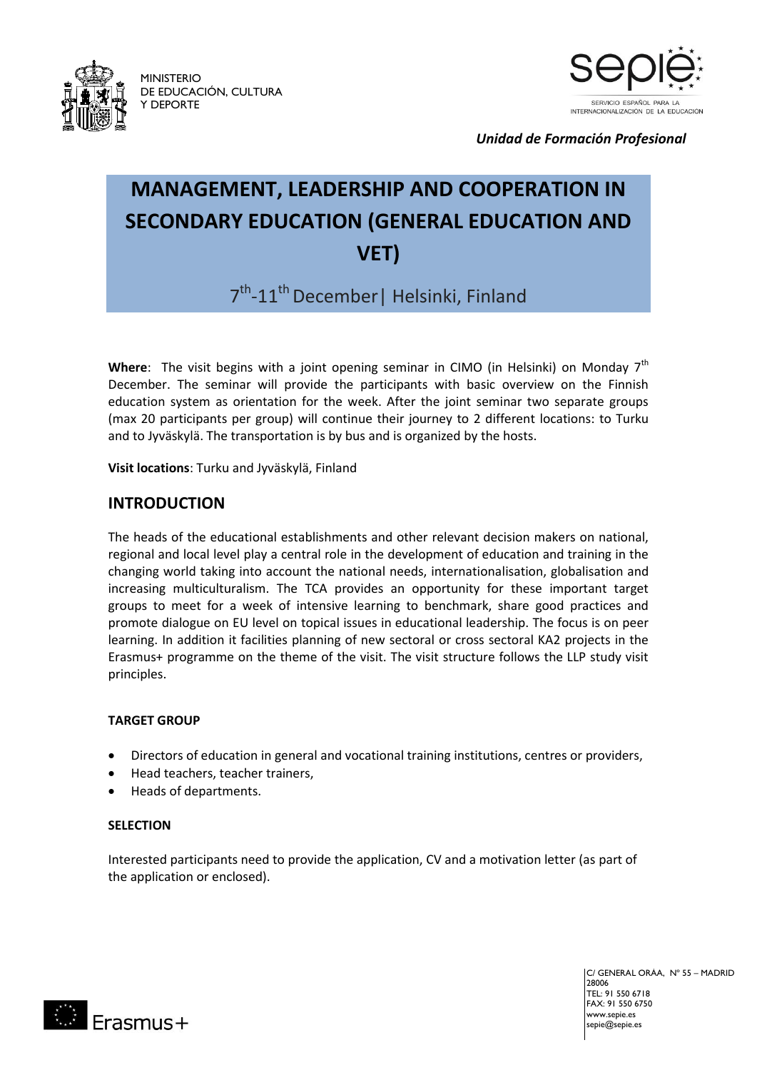MINISTERIO
DE EDUCACIÓN, CULTURA
Y DEPORTE

SERVICIO ESPAÑOL PARA LA INTERNACIONALIZACIÓN DE LA EDUCACIÓN

*Unidad de Formación Profesional*

# MANAGEMENT, LEADERSHIP AND COOPERATION IN SECONDARY EDUCATION (GENERAL EDUCATION AND VET)

7th-11th December| Helsinki, Finland

**Where**: The visit begins with a joint opening seminar in CIMO (in Helsinki) on Monday 7th December. The seminar will provide the participants with basic overview on the Finnish education system as orientation for the week. After the joint seminar two separate groups (max 20 participants per group) will continue their journey to 2 different locations: to Turku and to Jyväskylä. The transportation is by bus and is organized by the hosts.

**Visit locations**: Turku and Jyväskylä, Finland

## INTRODUCTION

The heads of the educational establishments and other relevant decision makers on national, regional and local level play a central role in the development of education and training in the changing world taking into account the national needs, internationalisation, globalisation and increasing multiculturalism. The TCA provides an opportunity for these important target groups to meet for a week of intensive learning to benchmark, share good practices and promote dialogue on EU level on topical issues in educational leadership. The focus is on peer learning. In addition it facilities planning of new sectoral or cross sectoral KA2 projects in the Erasmus+ programme on the theme of the visit. The visit structure follows the LLP study visit principles.

### TARGET GROUP

- Directors of education in general and vocational training institutions, centres or providers,
- Head teachers, teacher trainers,
- Heads of departments.

### SELECTION

Interested participants need to provide the application, CV and a motivation letter (as part of the application or enclosed).

C/ GENERAL ORÁA, Nº 55 – MADRID 28006
TEL: 91 550 6718
FAX: 91 550 6750
www.sepie.es
sepie@sepie.es

Erasmus+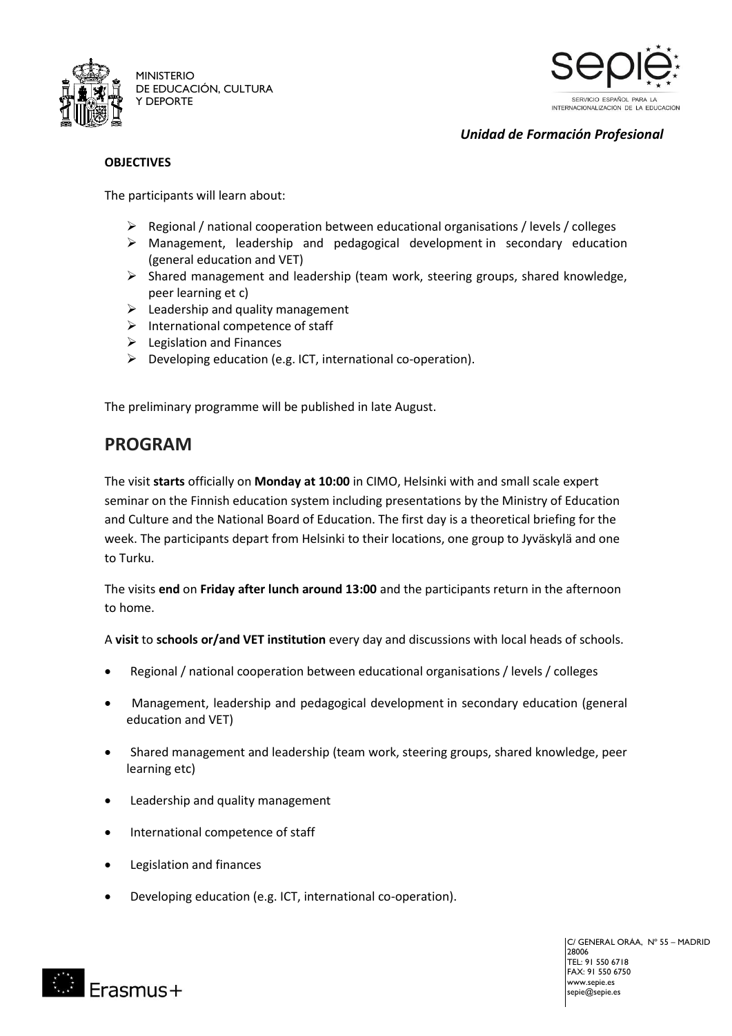**OBJECTIVES**

The participants will learn about:

- Regional / national cooperation between educational organisations / levels / colleges
- Management, leadership and pedagogical development in secondary education (general education and VET)
- Shared management and leadership (team work, steering groups, shared knowledge, peer learning et c)
- Leadership and quality management
- International competence of staff
- Legislation and Finances
- Developing education (e.g. ICT, international co-operation).

The preliminary programme will be published in late August.

## PROGRAM

The visit **starts** officially on **Monday at 10:00** in CIMO, Helsinki with and small scale expert seminar on the Finnish education system including presentations by the Ministry of Education and Culture and the National Board of Education. The first day is a theoretical briefing for the week. The participants depart from Helsinki to their locations, one group to Jyväskylä and one to Turku.

The visits **end** on **Friday after lunch around 13:00** and the participants return in the afternoon to home.

A **visit** to **schools or/and VET institution** every day and discussions with local heads of schools.

- Regional / national cooperation between educational organisations / levels / colleges
- Management, leadership and pedagogical development in secondary education (general education and VET)
- Shared management and leadership (team work, steering groups, shared knowledge, peer learning etc)
- Leadership and quality management
- International competence of staff
- Legislation and finances
- Developing education (e.g. ICT, international co-operation).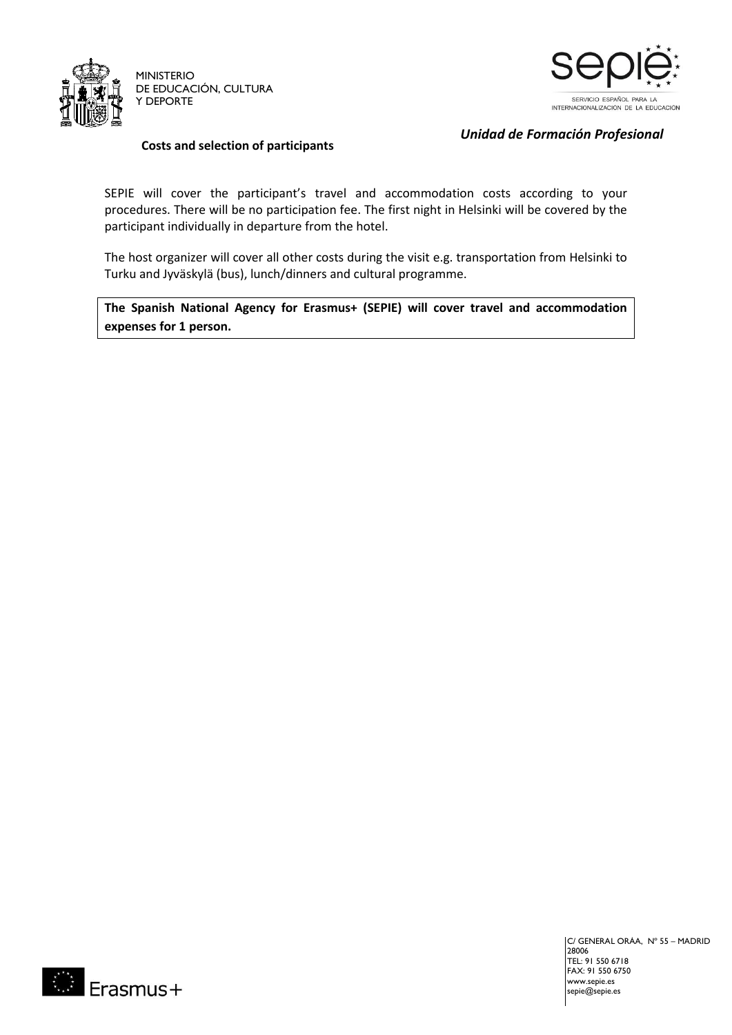## Costs and selection of participants

SEPIE will cover the participant's travel and accommodation costs according to your procedures. There will be no participation fee. The first night in Helsinki will be covered by the participant individually in departure from the hotel.

The host organizer will cover all other costs during the visit e.g. transportation from Helsinki to Turku and Jyväskylä (bus), lunch/dinners and cultural programme.

**The Spanish National Agency for Erasmus+ (SEPIE) will cover travel and accommodation expenses for 1 person.**